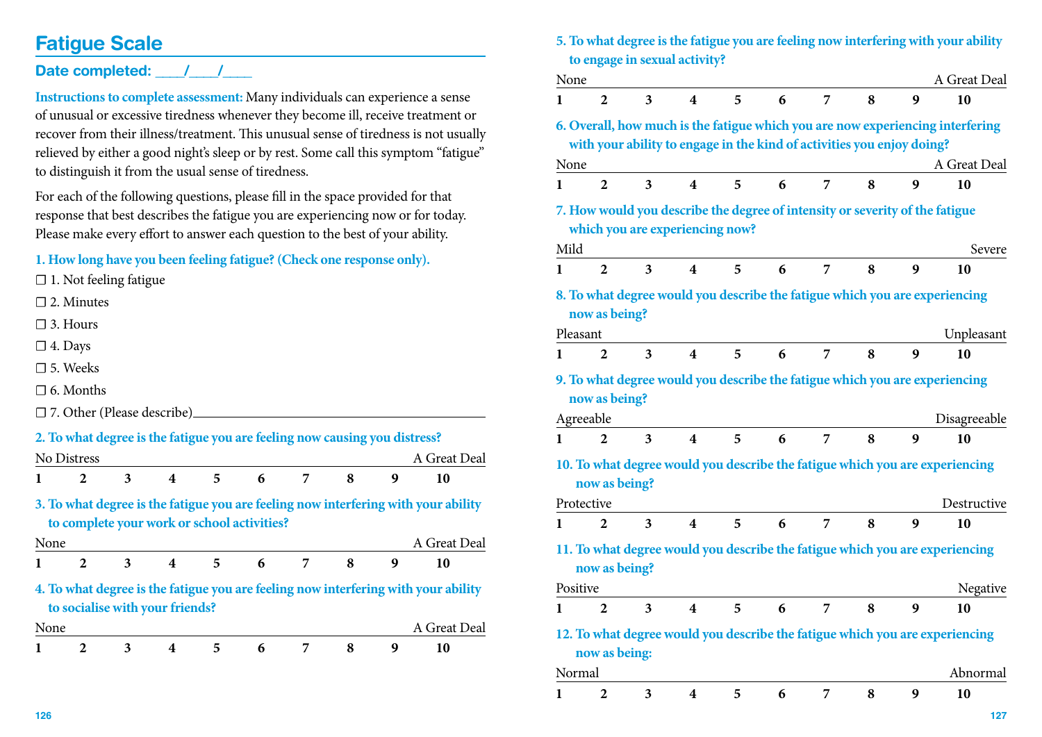# Fatigue Scale

**Date completed: ____/____/____**

**Instructions to complete assessment:** Many individuals can experience a sense of unusual or excessive tiredness whenever they become ill, receive treatment or recover from their illness/treatment. This unusual sense of tiredness is not usually relieved by either a good night's sleep or by rest. Some call this symptom "fatigue" to distinguish it from the usual sense of tiredness.

For each of the following questions, please fill in the space provided for that response that best describes the fatigue you are experiencing now or for today. Please make every effort to answer each question to the best of your ability.

**1. How long have you been feeling fatigue? (Check one response only).**

- ☐ 1. Not feeling fatigue
- ☐ 2. Minutes
- ☐ 3. Hours
- ☐ 4. Days
- ☐ 5. Weeks
- ☐ 6. Months
- ☐ 7. Other (Please describe)______________________________

**2. To what degree is the fatigue you are feeling now causing you distress?**

No Distress — A Great Deal

**1 2 3 4 5 6 7 8 9 10**

**3. To what degree is the fatigue you are feeling now interfering with your ability to complete your work or school activities?**

None — A Great Deal

**1 2 3 4 5 6 7 8 9 10**

**4. To what degree is the fatigue you are feeling now interfering with your ability to socialise with your friends?**

None — A Great Deal

**1 2 3 4 5 6 7 8 9 10**

**5. To what degree is the fatigue you are feeling now interfering with your ability to engage in sexual activity?**

None — A Great Deal

**1 2 3 4 5 6 7 8 9 10**

**6. Overall, how much is the fatigue which you are now experiencing interfering with your ability to engage in the kind of activities you enjoy doing?**

None — A Great Deal

**1 2 3 4 5 6 7 8 9 10**

**7. How would you describe the degree of intensity or severity of the fatigue which you are experiencing now?**

Mild — Severe

**1 2 3 4 5 6 7 8 9 10**

**8. To what degree would you describe the fatigue which you are experiencing now as being?**

Pleasant — Unpleasant

**1 2 3 4 5 6 7 8 9 10**

**9. To what degree would you describe the fatigue which you are experiencing now as being?**

Agreeable — Disagreeable

**1 2 3 4 5 6 7 8 9 10**

**10. To what degree would you describe the fatigue which you are experiencing now as being?**

Protective — Destructive

**1 2 3 4 5 6 7 8 9 10**

**11. To what degree would you describe the fatigue which you are experiencing now as being?**

Positive — Negative

**1 2 3 4 5 6 7 8 9 10**

**12. To what degree would you describe the fatigue which you are experiencing now as being:**

Normal — Abnormal

**1 2 3 4 5 6 7 8 9 10**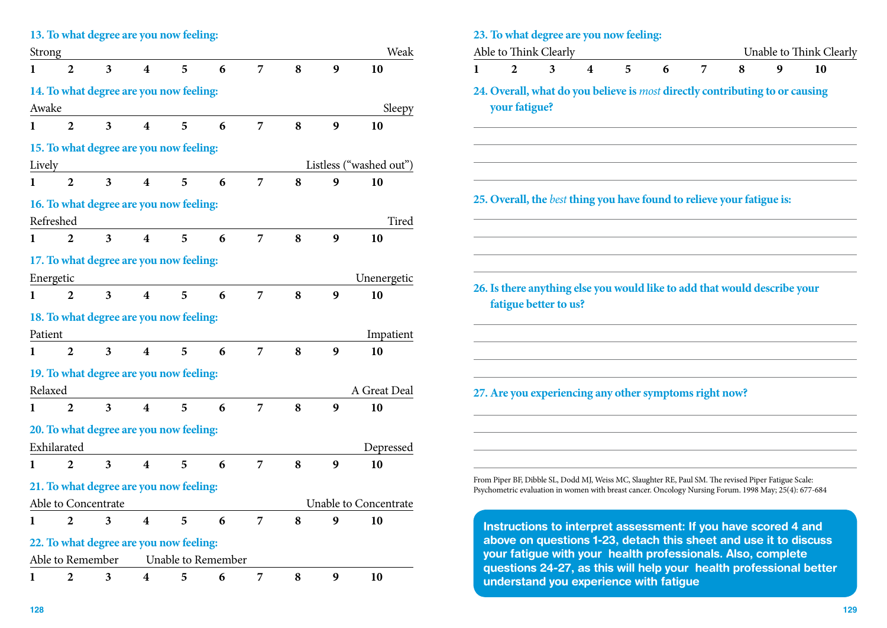**13. To what degree are you now feeling:**

Strong — Weak

1 2 3 4 5 6 7 8 9 10

**14. To what degree are you now feeling:**

Awake — Sleepy

1 2 3 4 5 6 7 8 9 10

**15. To what degree are you now feeling:**

Lively — Listless (“washed out”)

1 2 3 4 5 6 7 8 9 10

**16. To what degree are you now feeling:**

Refreshed — Tired

1 2 3 4 5 6 7 8 9 10

**17. To what degree are you now feeling:**

Energetic — Unenergetic

1 2 3 4 5 6 7 8 9 10

**18. To what degree are you now feeling:**

Patient — Impatient

1 2 3 4 5 6 7 8 9 10

**19. To what degree are you now feeling:**

Relaxed — A Great Deal

1 2 3 4 5 6 7 8 9 10

**20. To what degree are you now feeling:**

Exhilarated — Depressed

1 2 3 4 5 6 7 8 9 10

**21. To what degree are you now feeling:**

Able to Concentrate — Unable to Concentrate

1 2 3 4 5 6 7 8 9 10

**22. To what degree are you now feeling:**

Able to Remember — Unable to Remember

1 2 3 4 5 6 7 8 9 10

**23. To what degree are you now feeling:**

Able to Think Clearly — Unable to Think Clearly

1 2 3 4 5 6 7 8 9 10

**24. Overall, what do you believe is *most* directly contributing to or causing your fatigue?**

______________________________

______________________________

______________________________

______________________________

**25. Overall, the *best* thing you have found to relieve your fatigue is:**

______________________________

______________________________

______________________________

______________________________

**26. Is there anything else you would like to add that would describe your fatigue better to us?**

______________________________

______________________________

______________________________

______________________________

**27. Are you experiencing any other symptoms right now?**

______________________________

______________________________

______________________________

______________________________

From Piper BF, Dibble SL, Dodd MJ, Weiss MC, Slaughter RE, Paul SM. The revised Piper Fatigue Scale: Psychometric evaluation in women with breast cancer. Oncology Nursing Forum. 1998 May; 25(4): 677-684

**Instructions to interpret assessment: If you have scored 4 and above on questions 1-23, detach this sheet and use it to discuss your fatigue with your health professionals. Also, complete questions 24-27, as this will help your health professional better understand you experience with fatigue**